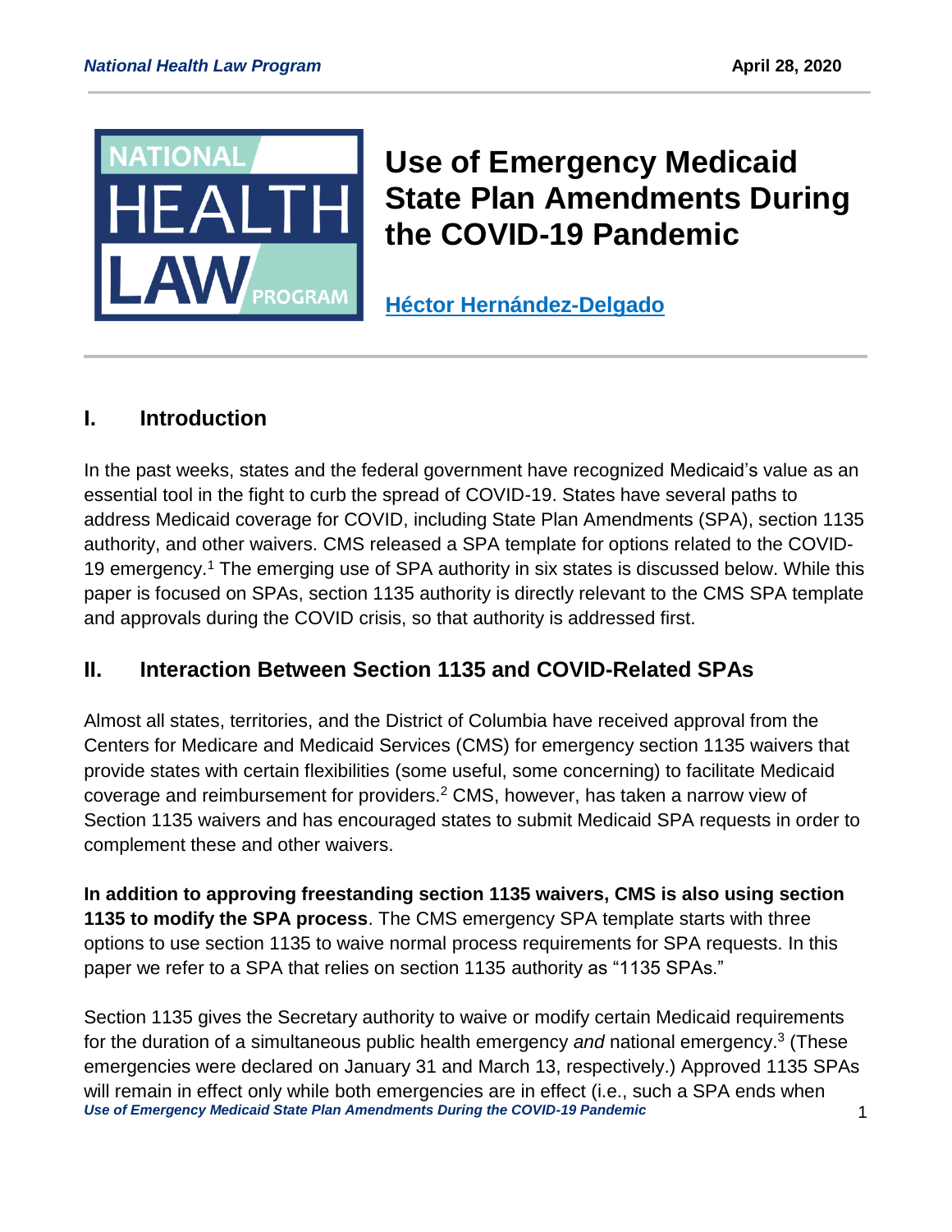# Use of Emergency Medicaid State Plan Amendments During the COVID-19 Pandemic

**Héctor Hernández-Delgado**

## I. Introduction

In the past weeks, states and the federal government have recognized Medicaid's value as an essential tool in the fight to curb the spread of COVID-19. States have several paths to address Medicaid coverage for COVID, including State Plan Amendments (SPA), section 1135 authority, and other waivers. CMS released a SPA template for options related to the COVID-19 emergency.[1] The emerging use of SPA authority in six states is discussed below. While this paper is focused on SPAs, section 1135 authority is directly relevant to the CMS SPA template and approvals during the COVID crisis, so that authority is addressed first.

## II. Interaction Between Section 1135 and COVID-Related SPAs

Almost all states, territories, and the District of Columbia have received approval from the Centers for Medicare and Medicaid Services (CMS) for emergency section 1135 waivers that provide states with certain flexibilities (some useful, some concerning) to facilitate Medicaid coverage and reimbursement for providers.[2] CMS, however, has taken a narrow view of Section 1135 waivers and has encouraged states to submit Medicaid SPA requests in order to complement these and other waivers.

**In addition to approving freestanding section 1135 waivers, CMS is also using section 1135 to modify the SPA process**. The CMS emergency SPA template starts with three options to use section 1135 to waive normal process requirements for SPA requests. In this paper we refer to a SPA that relies on section 1135 authority as "1135 SPAs."

Section 1135 gives the Secretary authority to waive or modify certain Medicaid requirements for the duration of a simultaneous public health emergency *and* national emergency.[3] (These emergencies were declared on January 31 and March 13, respectively.) Approved 1135 SPAs will remain in effect only while both emergencies are in effect (i.e., such a SPA ends when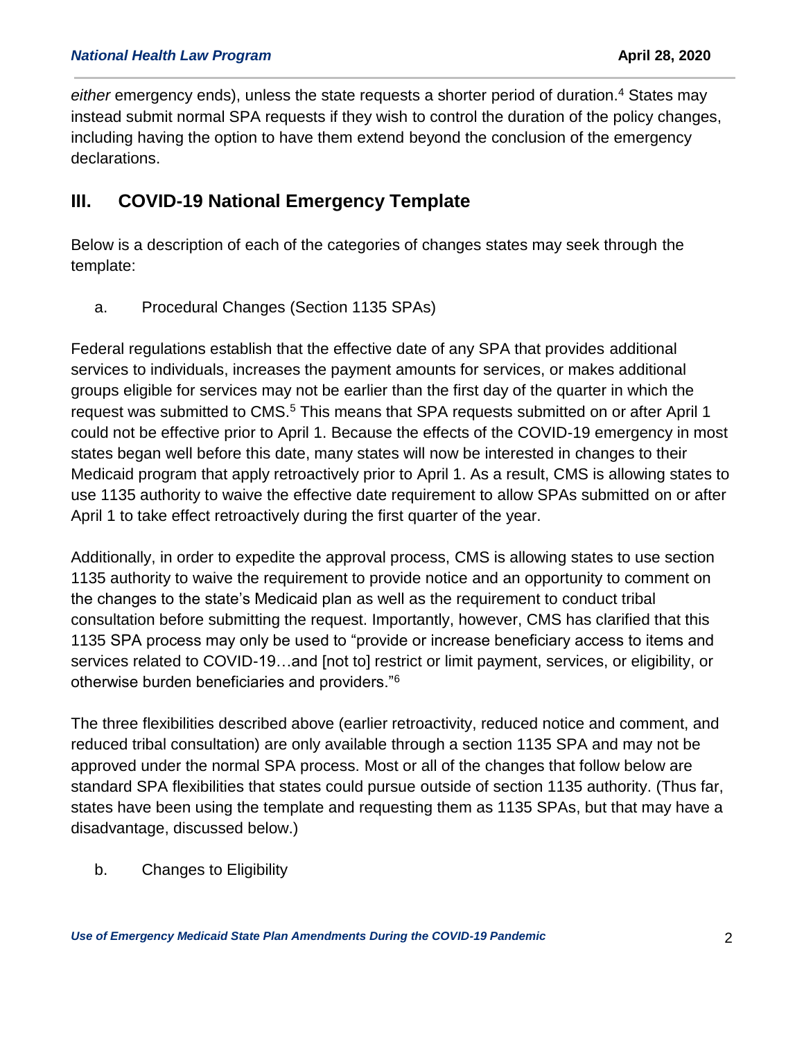*either* emergency ends), unless the state requests a shorter period of duration.[4] States may instead submit normal SPA requests if they wish to control the duration of the policy changes, including having the option to have them extend beyond the conclusion of the emergency declarations.

## III. COVID-19 National Emergency Template

Below is a description of each of the categories of changes states may seek through the template:

### a. Procedural Changes (Section 1135 SPAs)

Federal regulations establish that the effective date of any SPA that provides additional services to individuals, increases the payment amounts for services, or makes additional groups eligible for services may not be earlier than the first day of the quarter in which the request was submitted to CMS.[5] This means that SPA requests submitted on or after April 1 could not be effective prior to April 1. Because the effects of the COVID-19 emergency in most states began well before this date, many states will now be interested in changes to their Medicaid program that apply retroactively prior to April 1. As a result, CMS is allowing states to use 1135 authority to waive the effective date requirement to allow SPAs submitted on or after April 1 to take effect retroactively during the first quarter of the year.

Additionally, in order to expedite the approval process, CMS is allowing states to use section 1135 authority to waive the requirement to provide notice and an opportunity to comment on the changes to the state's Medicaid plan as well as the requirement to conduct tribal consultation before submitting the request. Importantly, however, CMS has clarified that this 1135 SPA process may only be used to "provide or increase beneficiary access to items and services related to COVID-19…and [not to] restrict or limit payment, services, or eligibility, or otherwise burden beneficiaries and providers."[6]

The three flexibilities described above (earlier retroactivity, reduced notice and comment, and reduced tribal consultation) are only available through a section 1135 SPA and may not be approved under the normal SPA process. Most or all of the changes that follow below are standard SPA flexibilities that states could pursue outside of section 1135 authority. (Thus far, states have been using the template and requesting them as 1135 SPAs, but that may have a disadvantage, discussed below.)

### b. Changes to Eligibility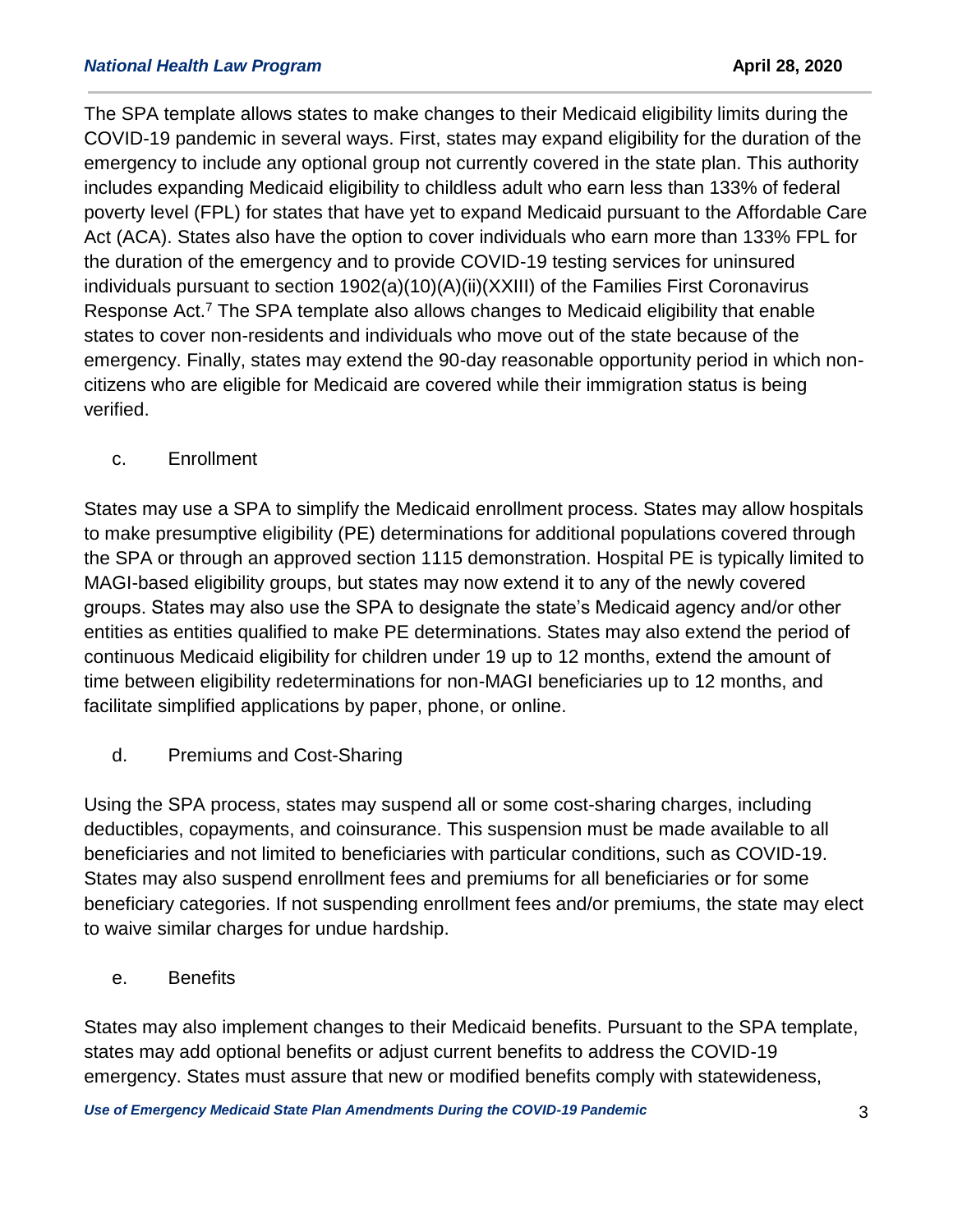The SPA template allows states to make changes to their Medicaid eligibility limits during the COVID-19 pandemic in several ways. First, states may expand eligibility for the duration of the emergency to include any optional group not currently covered in the state plan. This authority includes expanding Medicaid eligibility to childless adult who earn less than 133% of federal poverty level (FPL) for states that have yet to expand Medicaid pursuant to the Affordable Care Act (ACA). States also have the option to cover individuals who earn more than 133% FPL for the duration of the emergency and to provide COVID-19 testing services for uninsured individuals pursuant to section 1902(a)(10)(A)(ii)(XXIII) of the Families First Coronavirus Response Act.[7] The SPA template also allows changes to Medicaid eligibility that enable states to cover non-residents and individuals who move out of the state because of the emergency. Finally, states may extend the 90-day reasonable opportunity period in which non-citizens who are eligible for Medicaid are covered while their immigration status is being verified.

### c. Enrollment

States may use a SPA to simplify the Medicaid enrollment process. States may allow hospitals to make presumptive eligibility (PE) determinations for additional populations covered through the SPA or through an approved section 1115 demonstration. Hospital PE is typically limited to MAGI-based eligibility groups, but states may now extend it to any of the newly covered groups. States may also use the SPA to designate the state's Medicaid agency and/or other entities as entities qualified to make PE determinations. States may also extend the period of continuous Medicaid eligibility for children under 19 up to 12 months, extend the amount of time between eligibility redeterminations for non-MAGI beneficiaries up to 12 months, and facilitate simplified applications by paper, phone, or online.

### d. Premiums and Cost-Sharing

Using the SPA process, states may suspend all or some cost-sharing charges, including deductibles, copayments, and coinsurance. This suspension must be made available to all beneficiaries and not limited to beneficiaries with particular conditions, such as COVID-19. States may also suspend enrollment fees and premiums for all beneficiaries or for some beneficiary categories. If not suspending enrollment fees and/or premiums, the state may elect to waive similar charges for undue hardship.

### e. Benefits

States may also implement changes to their Medicaid benefits. Pursuant to the SPA template, states may add optional benefits or adjust current benefits to address the COVID-19 emergency. States must assure that new or modified benefits comply with statewideness,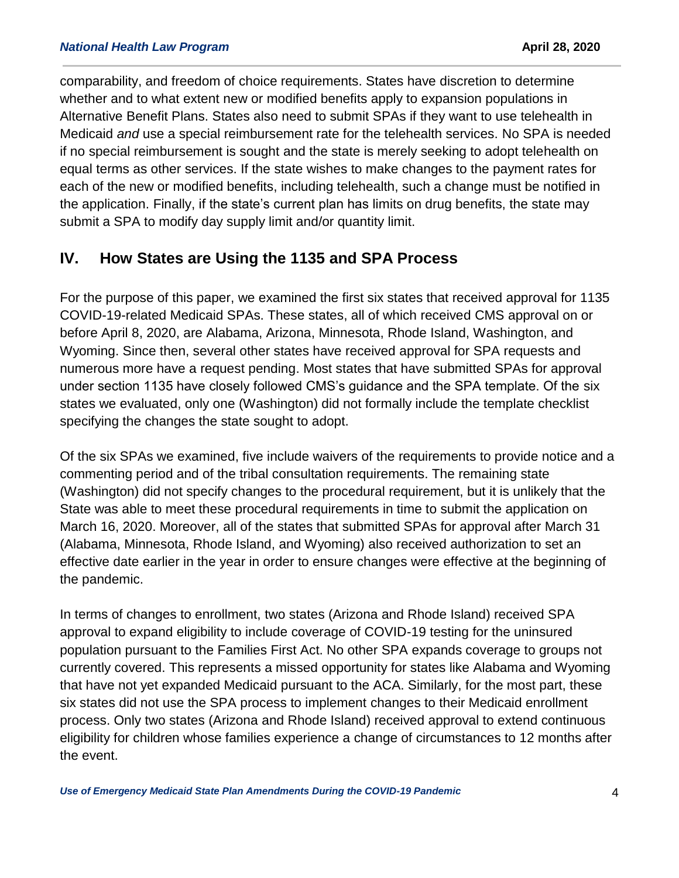comparability, and freedom of choice requirements. States have discretion to determine whether and to what extent new or modified benefits apply to expansion populations in Alternative Benefit Plans. States also need to submit SPAs if they want to use telehealth in Medicaid *and* use a special reimbursement rate for the telehealth services. No SPA is needed if no special reimbursement is sought and the state is merely seeking to adopt telehealth on equal terms as other services. If the state wishes to make changes to the payment rates for each of the new or modified benefits, including telehealth, such a change must be notified in the application. Finally, if the state's current plan has limits on drug benefits, the state may submit a SPA to modify day supply limit and/or quantity limit.

## IV. How States are Using the 1135 and SPA Process

For the purpose of this paper, we examined the first six states that received approval for 1135 COVID-19-related Medicaid SPAs. These states, all of which received CMS approval on or before April 8, 2020, are Alabama, Arizona, Minnesota, Rhode Island, Washington, and Wyoming. Since then, several other states have received approval for SPA requests and numerous more have a request pending. Most states that have submitted SPAs for approval under section 1135 have closely followed CMS's guidance and the SPA template. Of the six states we evaluated, only one (Washington) did not formally include the template checklist specifying the changes the state sought to adopt.

Of the six SPAs we examined, five include waivers of the requirements to provide notice and a commenting period and of the tribal consultation requirements. The remaining state (Washington) did not specify changes to the procedural requirement, but it is unlikely that the State was able to meet these procedural requirements in time to submit the application on March 16, 2020. Moreover, all of the states that submitted SPAs for approval after March 31 (Alabama, Minnesota, Rhode Island, and Wyoming) also received authorization to set an effective date earlier in the year in order to ensure changes were effective at the beginning of the pandemic.

In terms of changes to enrollment, two states (Arizona and Rhode Island) received SPA approval to expand eligibility to include coverage of COVID-19 testing for the uninsured population pursuant to the Families First Act. No other SPA expands coverage to groups not currently covered. This represents a missed opportunity for states like Alabama and Wyoming that have not yet expanded Medicaid pursuant to the ACA. Similarly, for the most part, these six states did not use the SPA process to implement changes to their Medicaid enrollment process. Only two states (Arizona and Rhode Island) received approval to extend continuous eligibility for children whose families experience a change of circumstances to 12 months after the event.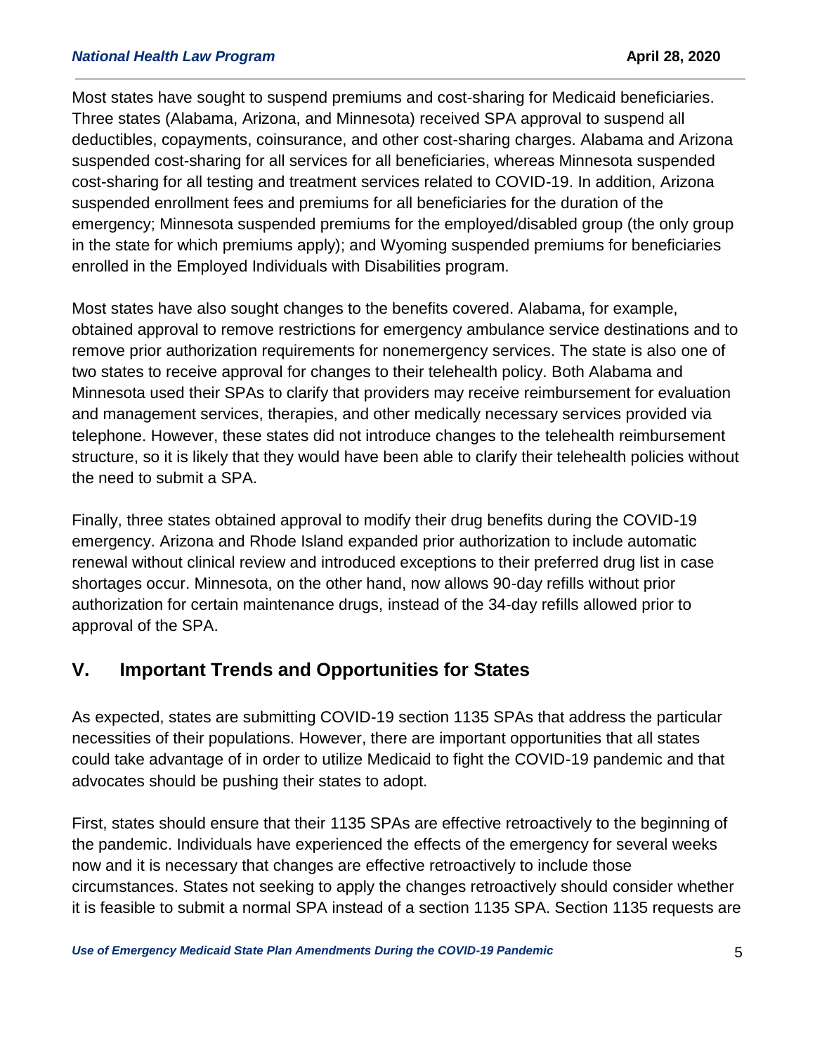Most states have sought to suspend premiums and cost-sharing for Medicaid beneficiaries. Three states (Alabama, Arizona, and Minnesota) received SPA approval to suspend all deductibles, copayments, coinsurance, and other cost-sharing charges. Alabama and Arizona suspended cost-sharing for all services for all beneficiaries, whereas Minnesota suspended cost-sharing for all testing and treatment services related to COVID-19. In addition, Arizona suspended enrollment fees and premiums for all beneficiaries for the duration of the emergency; Minnesota suspended premiums for the employed/disabled group (the only group in the state for which premiums apply); and Wyoming suspended premiums for beneficiaries enrolled in the Employed Individuals with Disabilities program.

Most states have also sought changes to the benefits covered. Alabama, for example, obtained approval to remove restrictions for emergency ambulance service destinations and to remove prior authorization requirements for nonemergency services. The state is also one of two states to receive approval for changes to their telehealth policy. Both Alabama and Minnesota used their SPAs to clarify that providers may receive reimbursement for evaluation and management services, therapies, and other medically necessary services provided via telephone. However, these states did not introduce changes to the telehealth reimbursement structure, so it is likely that they would have been able to clarify their telehealth policies without the need to submit a SPA.

Finally, three states obtained approval to modify their drug benefits during the COVID-19 emergency. Arizona and Rhode Island expanded prior authorization to include automatic renewal without clinical review and introduced exceptions to their preferred drug list in case shortages occur. Minnesota, on the other hand, now allows 90-day refills without prior authorization for certain maintenance drugs, instead of the 34-day refills allowed prior to approval of the SPA.

## V. Important Trends and Opportunities for States

As expected, states are submitting COVID-19 section 1135 SPAs that address the particular necessities of their populations. However, there are important opportunities that all states could take advantage of in order to utilize Medicaid to fight the COVID-19 pandemic and that advocates should be pushing their states to adopt.

First, states should ensure that their 1135 SPAs are effective retroactively to the beginning of the pandemic. Individuals have experienced the effects of the emergency for several weeks now and it is necessary that changes are effective retroactively to include those circumstances. States not seeking to apply the changes retroactively should consider whether it is feasible to submit a normal SPA instead of a section 1135 SPA. Section 1135 requests are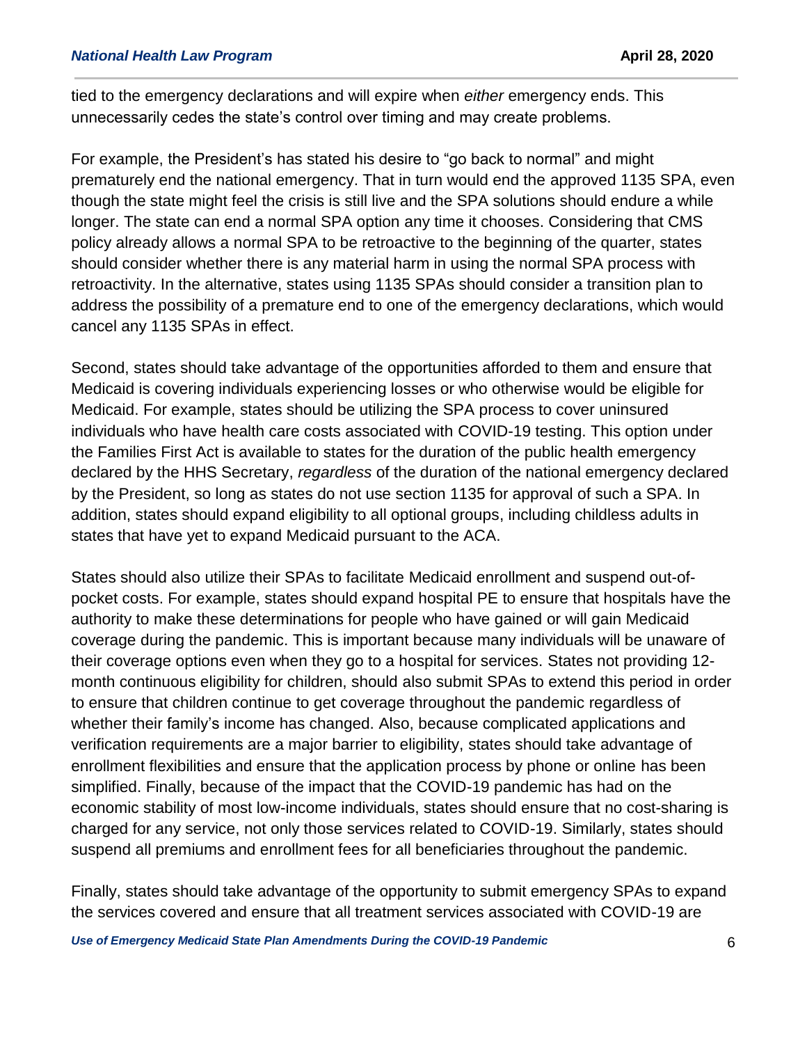tied to the emergency declarations and will expire when *either* emergency ends. This unnecessarily cedes the state's control over timing and may create problems.

For example, the President's has stated his desire to "go back to normal" and might prematurely end the national emergency. That in turn would end the approved 1135 SPA, even though the state might feel the crisis is still live and the SPA solutions should endure a while longer. The state can end a normal SPA option any time it chooses. Considering that CMS policy already allows a normal SPA to be retroactive to the beginning of the quarter, states should consider whether there is any material harm in using the normal SPA process with retroactivity. In the alternative, states using 1135 SPAs should consider a transition plan to address the possibility of a premature end to one of the emergency declarations, which would cancel any 1135 SPAs in effect.

Second, states should take advantage of the opportunities afforded to them and ensure that Medicaid is covering individuals experiencing losses or who otherwise would be eligible for Medicaid. For example, states should be utilizing the SPA process to cover uninsured individuals who have health care costs associated with COVID-19 testing. This option under the Families First Act is available to states for the duration of the public health emergency declared by the HHS Secretary, *regardless* of the duration of the national emergency declared by the President, so long as states do not use section 1135 for approval of such a SPA. In addition, states should expand eligibility to all optional groups, including childless adults in states that have yet to expand Medicaid pursuant to the ACA.

States should also utilize their SPAs to facilitate Medicaid enrollment and suspend out-of-pocket costs. For example, states should expand hospital PE to ensure that hospitals have the authority to make these determinations for people who have gained or will gain Medicaid coverage during the pandemic. This is important because many individuals will be unaware of their coverage options even when they go to a hospital for services. States not providing 12-month continuous eligibility for children, should also submit SPAs to extend this period in order to ensure that children continue to get coverage throughout the pandemic regardless of whether their family's income has changed. Also, because complicated applications and verification requirements are a major barrier to eligibility, states should take advantage of enrollment flexibilities and ensure that the application process by phone or online has been simplified. Finally, because of the impact that the COVID-19 pandemic has had on the economic stability of most low-income individuals, states should ensure that no cost-sharing is charged for any service, not only those services related to COVID-19. Similarly, states should suspend all premiums and enrollment fees for all beneficiaries throughout the pandemic.

Finally, states should take advantage of the opportunity to submit emergency SPAs to expand the services covered and ensure that all treatment services associated with COVID-19 are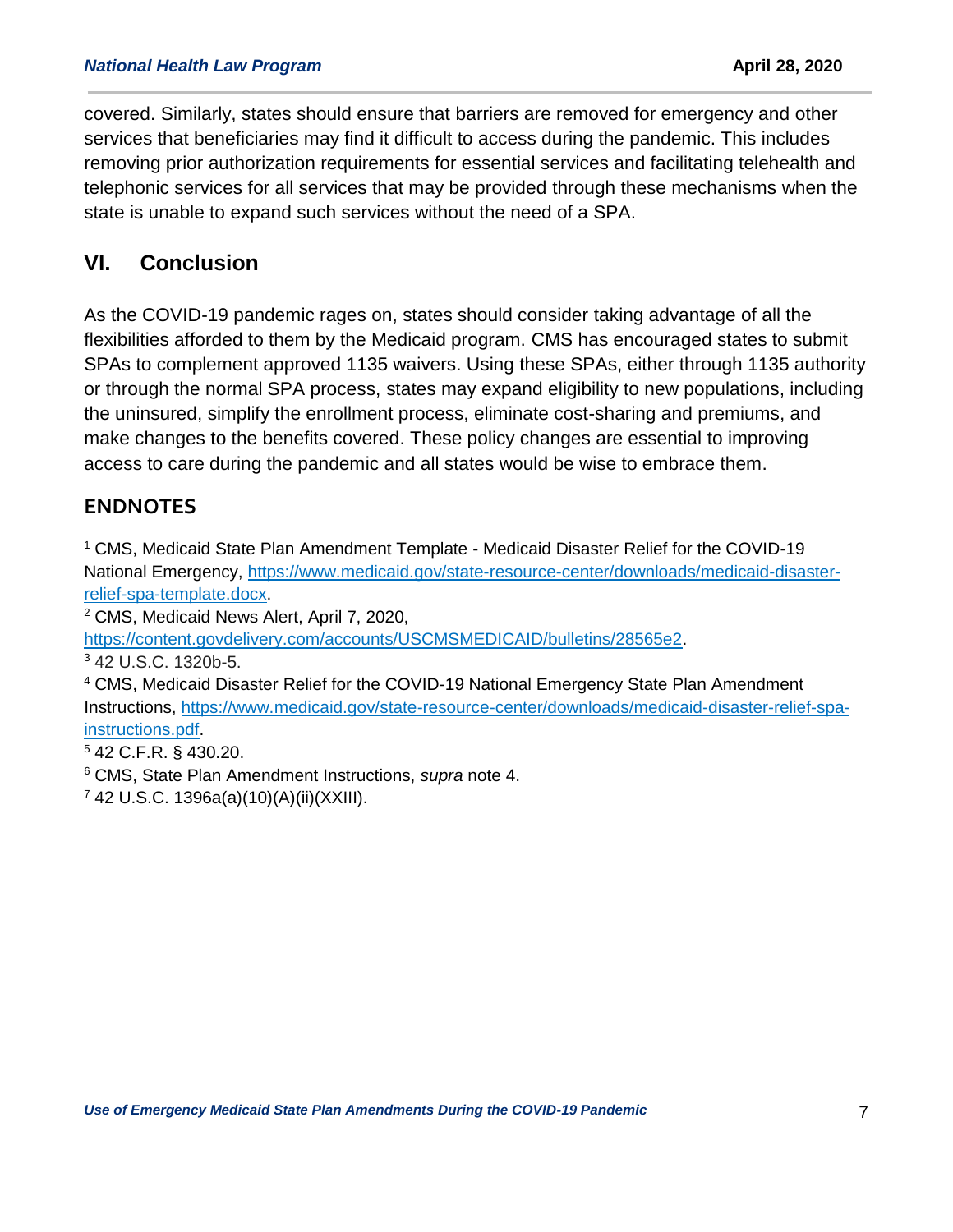covered. Similarly, states should ensure that barriers are removed for emergency and other services that beneficiaries may find it difficult to access during the pandemic. This includes removing prior authorization requirements for essential services and facilitating telehealth and telephonic services for all services that may be provided through these mechanisms when the state is unable to expand such services without the need of a SPA.

## VI. Conclusion

As the COVID-19 pandemic rages on, states should consider taking advantage of all the flexibilities afforded to them by the Medicaid program. CMS has encouraged states to submit SPAs to complement approved 1135 waivers. Using these SPAs, either through 1135 authority or through the normal SPA process, states may expand eligibility to new populations, including the uninsured, simplify the enrollment process, eliminate cost-sharing and premiums, and make changes to the benefits covered. These policy changes are essential to improving access to care during the pandemic and all states would be wise to embrace them.

## ENDNOTES

[1] CMS, Medicaid State Plan Amendment Template - Medicaid Disaster Relief for the COVID-19 National Emergency, https://www.medicaid.gov/state-resource-center/downloads/medicaid-disaster-relief-spa-template.docx.

[2] CMS, Medicaid News Alert, April 7, 2020, https://content.govdelivery.com/accounts/USCMSMEDICAID/bulletins/28565e2.

[3] 42 U.S.C. 1320b-5.

[4] CMS, Medicaid Disaster Relief for the COVID-19 National Emergency State Plan Amendment Instructions, https://www.medicaid.gov/state-resource-center/downloads/medicaid-disaster-relief-spa-instructions.pdf.

[5] 42 C.F.R. § 430.20.

[6] CMS, State Plan Amendment Instructions, *supra* note 4.

[7] 42 U.S.C. 1396a(a)(10)(A)(ii)(XXIII).